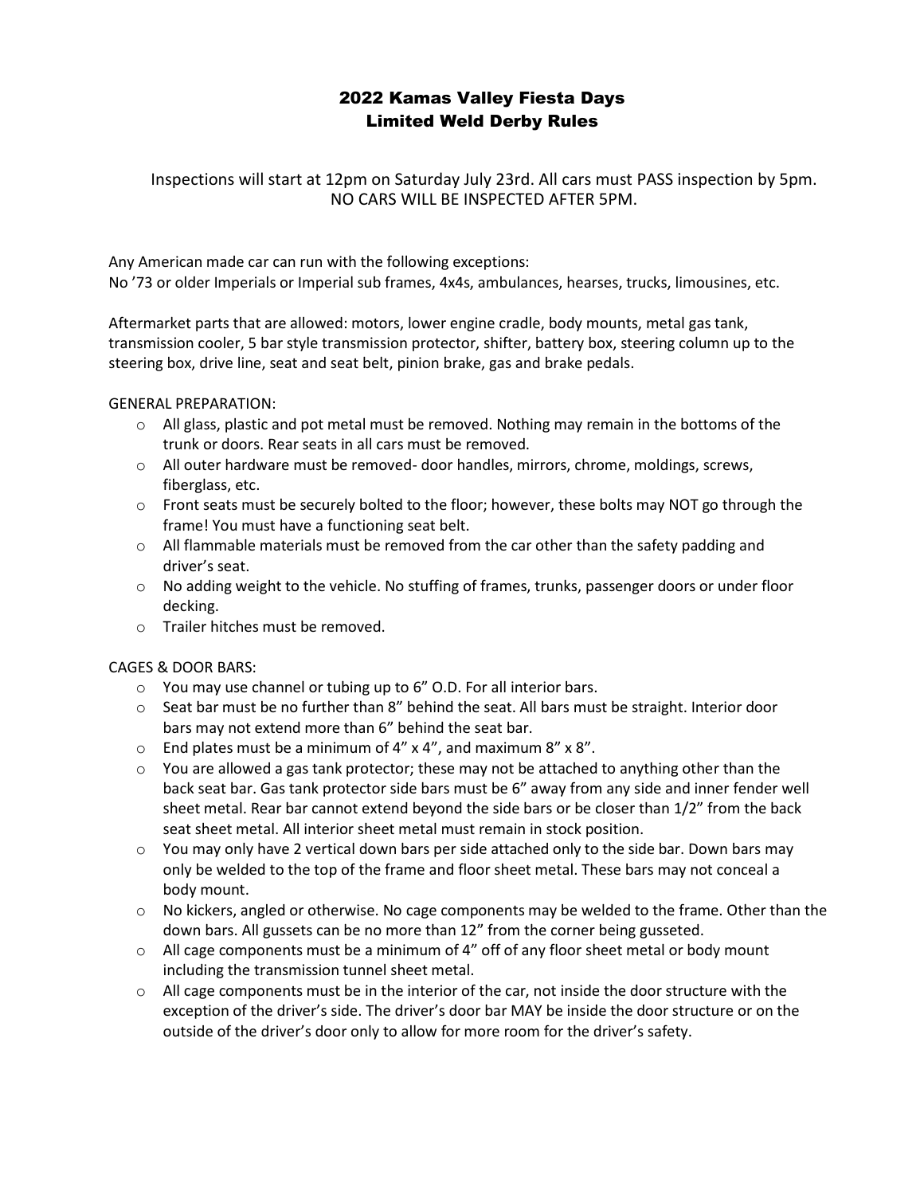# 2022 Kamas Valley Fiesta Days
# Limited Weld Derby Rules

Inspections will start at 12pm on Saturday July 23rd. All cars must PASS inspection by 5pm. NO CARS WILL BE INSPECTED AFTER 5PM.

Any American made car can run with the following exceptions:
No '73 or older Imperials or Imperial sub frames, 4x4s, ambulances, hearses, trucks, limousines, etc.

Aftermarket parts that are allowed: motors, lower engine cradle, body mounts, metal gas tank, transmission cooler, 5 bar style transmission protector, shifter, battery box, steering column up to the steering box, drive line, seat and seat belt, pinion brake, gas and brake pedals.

GENERAL PREPARATION:

- All glass, plastic and pot metal must be removed. Nothing may remain in the bottoms of the trunk or doors. Rear seats in all cars must be removed.
- All outer hardware must be removed- door handles, mirrors, chrome, moldings, screws, fiberglass, etc.
- Front seats must be securely bolted to the floor; however, these bolts may NOT go through the frame! You must have a functioning seat belt.
- All flammable materials must be removed from the car other than the safety padding and driver's seat.
- No adding weight to the vehicle. No stuffing of frames, trunks, passenger doors or under floor decking.
- Trailer hitches must be removed.

CAGES & DOOR BARS:

- You may use channel or tubing up to 6" O.D. For all interior bars.
- Seat bar must be no further than 8" behind the seat. All bars must be straight. Interior door bars may not extend more than 6" behind the seat bar.
- End plates must be a minimum of 4" x 4", and maximum 8" x 8".
- You are allowed a gas tank protector; these may not be attached to anything other than the back seat bar. Gas tank protector side bars must be 6" away from any side and inner fender well sheet metal. Rear bar cannot extend beyond the side bars or be closer than 1/2" from the back seat sheet metal. All interior sheet metal must remain in stock position.
- You may only have 2 vertical down bars per side attached only to the side bar. Down bars may only be welded to the top of the frame and floor sheet metal. These bars may not conceal a body mount.
- No kickers, angled or otherwise. No cage components may be welded to the frame. Other than the down bars. All gussets can be no more than 12" from the corner being gusseted.
- All cage components must be a minimum of 4" off of any floor sheet metal or body mount including the transmission tunnel sheet metal.
- All cage components must be in the interior of the car, not inside the door structure with the exception of the driver's side. The driver's door bar MAY be inside the door structure or on the outside of the driver's door only to allow for more room for the driver's safety.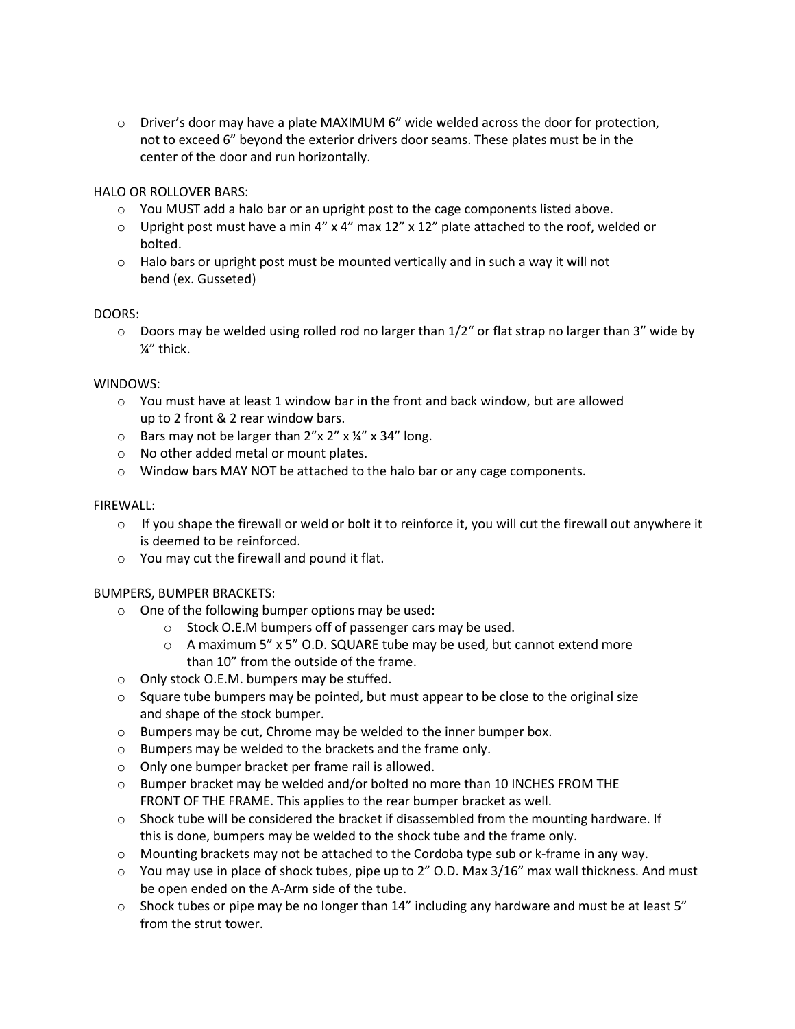- Driver's door may have a plate MAXIMUM 6" wide welded across the door for protection, not to exceed 6" beyond the exterior drivers door seams. These plates must be in the center of the door and run horizontally.

HALO OR ROLLOVER BARS:

- You MUST add a halo bar or an upright post to the cage components listed above.
- Upright post must have a min 4" x 4" max 12" x 12" plate attached to the roof, welded or bolted.
- Halo bars or upright post must be mounted vertically and in such a way it will not bend (ex. Gusseted)

DOORS:

- Doors may be welded using rolled rod no larger than 1/2" or flat strap no larger than 3" wide by ¼" thick.

WINDOWS:

- You must have at least 1 window bar in the front and back window, but are allowed up to 2 front & 2 rear window bars.
- Bars may not be larger than 2"x 2" x ¼" x 34" long.
- No other added metal or mount plates.
- Window bars MAY NOT be attached to the halo bar or any cage components.

FIREWALL:

- If you shape the firewall or weld or bolt it to reinforce it, you will cut the firewall out anywhere it is deemed to be reinforced.
- You may cut the firewall and pound it flat.

BUMPERS, BUMPER BRACKETS:

- One of the following bumper options may be used:
  - Stock O.E.M bumpers off of passenger cars may be used.
  - A maximum 5" x 5" O.D. SQUARE tube may be used, but cannot extend more than 10" from the outside of the frame.
- Only stock O.E.M. bumpers may be stuffed.
- Square tube bumpers may be pointed, but must appear to be close to the original size and shape of the stock bumper.
- Bumpers may be cut, Chrome may be welded to the inner bumper box.
- Bumpers may be welded to the brackets and the frame only.
- Only one bumper bracket per frame rail is allowed.
- Bumper bracket may be welded and/or bolted no more than 10 INCHES FROM THE FRONT OF THE FRAME. This applies to the rear bumper bracket as well.
- Shock tube will be considered the bracket if disassembled from the mounting hardware. If this is done, bumpers may be welded to the shock tube and the frame only.
- Mounting brackets may not be attached to the Cordoba type sub or k-frame in any way.
- You may use in place of shock tubes, pipe up to 2" O.D. Max 3/16" max wall thickness. And must be open ended on the A-Arm side of the tube.
- Shock tubes or pipe may be no longer than 14" including any hardware and must be at least 5" from the strut tower.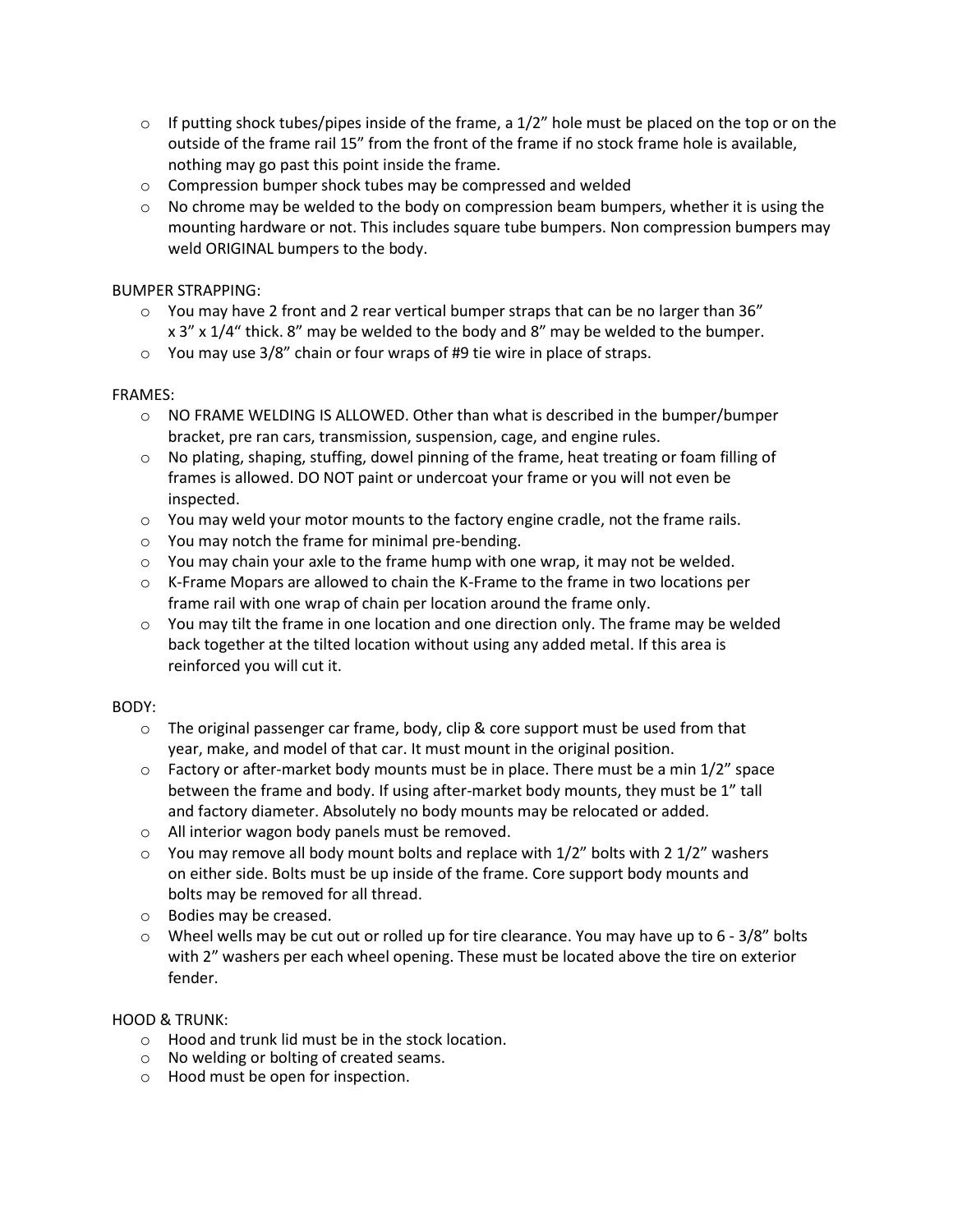- If putting shock tubes/pipes inside of the frame, a 1/2" hole must be placed on the top or on the outside of the frame rail 15" from the front of the frame if no stock frame hole is available, nothing may go past this point inside the frame.
- Compression bumper shock tubes may be compressed and welded
- No chrome may be welded to the body on compression beam bumpers, whether it is using the mounting hardware or not. This includes square tube bumpers. Non compression bumpers may weld ORIGINAL bumpers to the body.

BUMPER STRAPPING:

- You may have 2 front and 2 rear vertical bumper straps that can be no larger than 36" x 3" x 1/4" thick. 8" may be welded to the body and 8" may be welded to the bumper.
- You may use 3/8" chain or four wraps of #9 tie wire in place of straps.

FRAMES:

- NO FRAME WELDING IS ALLOWED. Other than what is described in the bumper/bumper bracket, pre ran cars, transmission, suspension, cage, and engine rules.
- No plating, shaping, stuffing, dowel pinning of the frame, heat treating or foam filling of frames is allowed. DO NOT paint or undercoat your frame or you will not even be inspected.
- You may weld your motor mounts to the factory engine cradle, not the frame rails.
- You may notch the frame for minimal pre-bending.
- You may chain your axle to the frame hump with one wrap, it may not be welded.
- K-Frame Mopars are allowed to chain the K-Frame to the frame in two locations per frame rail with one wrap of chain per location around the frame only.
- You may tilt the frame in one location and one direction only. The frame may be welded back together at the tilted location without using any added metal. If this area is reinforced you will cut it.

BODY:

- The original passenger car frame, body, clip & core support must be used from that year, make, and model of that car. It must mount in the original position.
- Factory or after-market body mounts must be in place. There must be a min 1/2" space between the frame and body. If using after-market body mounts, they must be 1" tall and factory diameter. Absolutely no body mounts may be relocated or added.
- All interior wagon body panels must be removed.
- You may remove all body mount bolts and replace with 1/2" bolts with 2 1/2" washers on either side. Bolts must be up inside of the frame. Core support body mounts and bolts may be removed for all thread.
- Bodies may be creased.
- Wheel wells may be cut out or rolled up for tire clearance. You may have up to 6 - 3/8" bolts with 2" washers per each wheel opening. These must be located above the tire on exterior fender.

HOOD & TRUNK:

- Hood and trunk lid must be in the stock location.
- No welding or bolting of created seams.
- Hood must be open for inspection.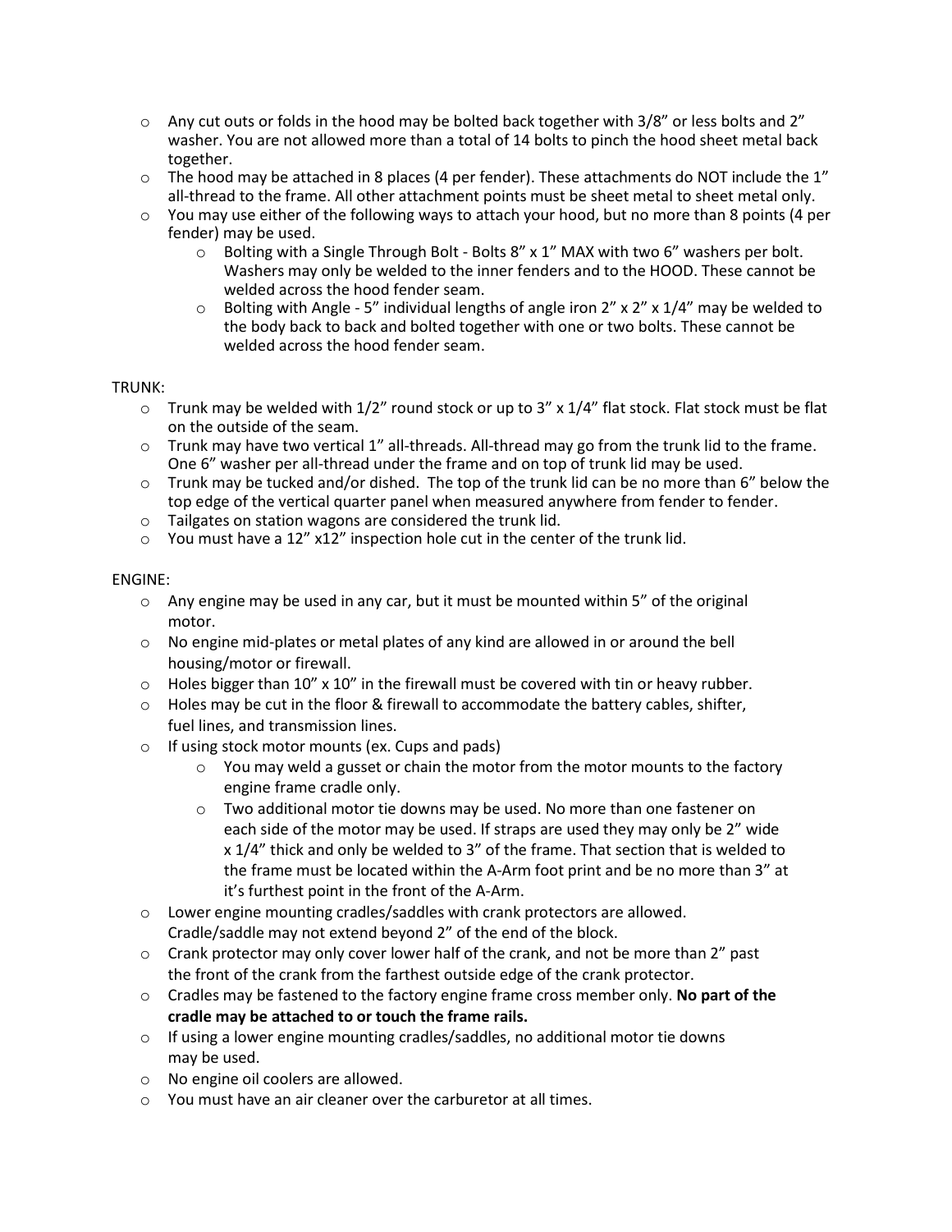- Any cut outs or folds in the hood may be bolted back together with 3/8" or less bolts and 2" washer. You are not allowed more than a total of 14 bolts to pinch the hood sheet metal back together.
- The hood may be attached in 8 places (4 per fender). These attachments do NOT include the 1" all-thread to the frame. All other attachment points must be sheet metal to sheet metal only.
- You may use either of the following ways to attach your hood, but no more than 8 points (4 per fender) may be used.
  - Bolting with a Single Through Bolt - Bolts 8" x 1" MAX with two 6" washers per bolt. Washers may only be welded to the inner fenders and to the HOOD. These cannot be welded across the hood fender seam.
  - Bolting with Angle - 5" individual lengths of angle iron 2" x 2" x 1/4" may be welded to the body back to back and bolted together with one or two bolts. These cannot be welded across the hood fender seam.

TRUNK:

- Trunk may be welded with 1/2" round stock or up to 3" x 1/4" flat stock. Flat stock must be flat on the outside of the seam.
- Trunk may have two vertical 1" all-threads. All-thread may go from the trunk lid to the frame. One 6" washer per all-thread under the frame and on top of trunk lid may be used.
- Trunk may be tucked and/or dished. The top of the trunk lid can be no more than 6" below the top edge of the vertical quarter panel when measured anywhere from fender to fender.
- Tailgates on station wagons are considered the trunk lid.
- You must have a 12" x12" inspection hole cut in the center of the trunk lid.

ENGINE:

- Any engine may be used in any car, but it must be mounted within 5" of the original motor.
- No engine mid-plates or metal plates of any kind are allowed in or around the bell housing/motor or firewall.
- Holes bigger than 10" x 10" in the firewall must be covered with tin or heavy rubber.
- Holes may be cut in the floor & firewall to accommodate the battery cables, shifter, fuel lines, and transmission lines.
- If using stock motor mounts (ex. Cups and pads)
  - You may weld a gusset or chain the motor from the motor mounts to the factory engine frame cradle only.
  - Two additional motor tie downs may be used. No more than one fastener on each side of the motor may be used. If straps are used they may only be 2" wide x 1/4" thick and only be welded to 3" of the frame. That section that is welded to the frame must be located within the A-Arm foot print and be no more than 3" at it's furthest point in the front of the A-Arm.
- Lower engine mounting cradles/saddles with crank protectors are allowed. Cradle/saddle may not extend beyond 2" of the end of the block.
- Crank protector may only cover lower half of the crank, and not be more than 2" past the front of the crank from the farthest outside edge of the crank protector.
- Cradles may be fastened to the factory engine frame cross member only. **No part of the cradle may be attached to or touch the frame rails.**
- If using a lower engine mounting cradles/saddles, no additional motor tie downs may be used.
- No engine oil coolers are allowed.
- You must have an air cleaner over the carburetor at all times.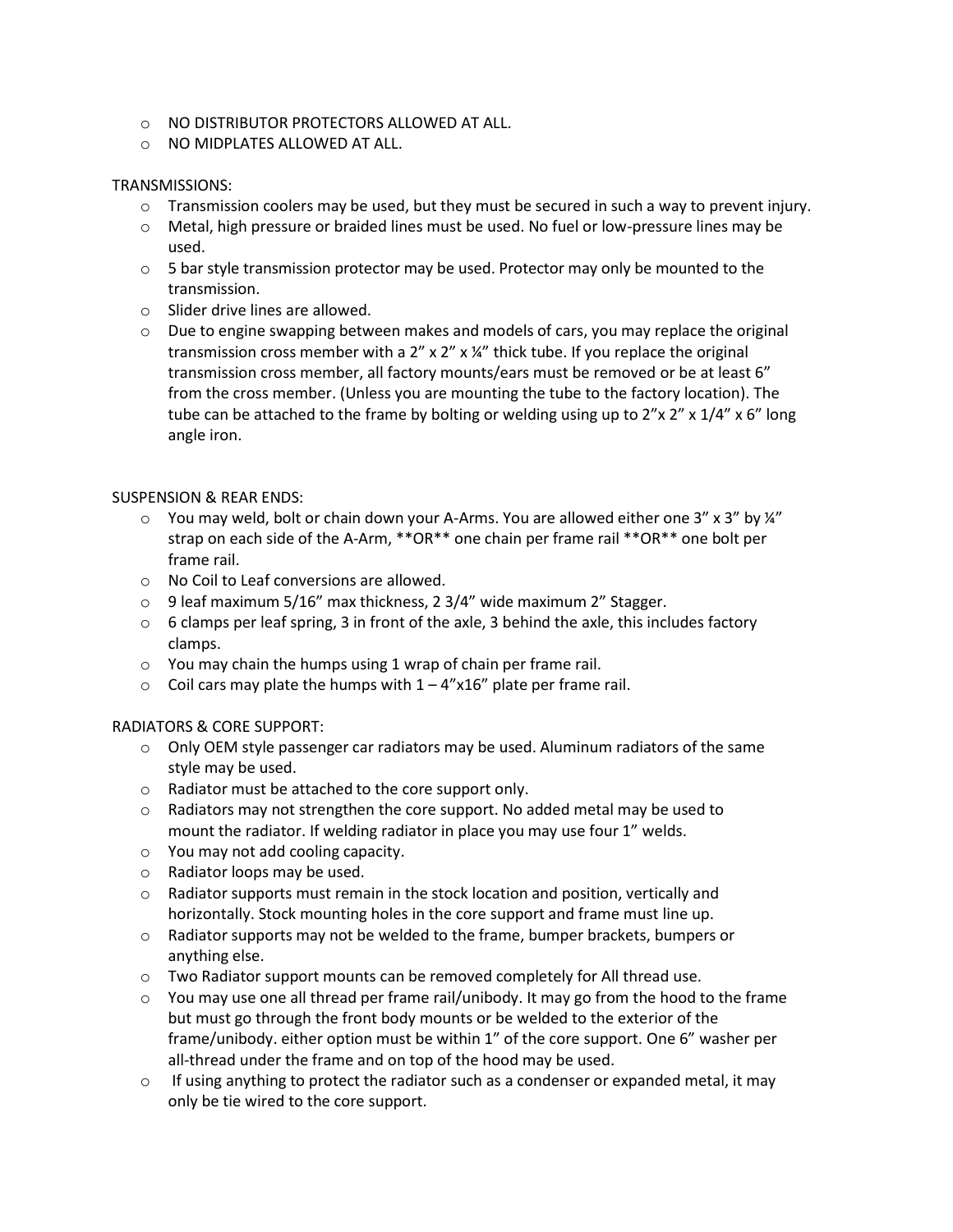- NO DISTRIBUTOR PROTECTORS ALLOWED AT ALL.
- NO MIDPLATES ALLOWED AT ALL.

TRANSMISSIONS:

- Transmission coolers may be used, but they must be secured in such a way to prevent injury.
- Metal, high pressure or braided lines must be used. No fuel or low-pressure lines may be used.
- 5 bar style transmission protector may be used. Protector may only be mounted to the transmission.
- Slider drive lines are allowed.
- Due to engine swapping between makes and models of cars, you may replace the original transmission cross member with a 2" x 2" x ¼" thick tube. If you replace the original transmission cross member, all factory mounts/ears must be removed or be at least 6" from the cross member. (Unless you are mounting the tube to the factory location). The tube can be attached to the frame by bolting or welding using up to 2"x 2" x 1/4" x 6" long angle iron.

SUSPENSION & REAR ENDS:

- You may weld, bolt or chain down your A-Arms. You are allowed either one 3" x 3" by ¼" strap on each side of the A-Arm, **OR** one chain per frame rail **OR** one bolt per frame rail.
- No Coil to Leaf conversions are allowed.
- 9 leaf maximum 5/16" max thickness, 2 3/4" wide maximum 2" Stagger.
- 6 clamps per leaf spring, 3 in front of the axle, 3 behind the axle, this includes factory clamps.
- You may chain the humps using 1 wrap of chain per frame rail.
- Coil cars may plate the humps with 1 – 4"x16" plate per frame rail.

RADIATORS & CORE SUPPORT:

- Only OEM style passenger car radiators may be used. Aluminum radiators of the same style may be used.
- Radiator must be attached to the core support only.
- Radiators may not strengthen the core support. No added metal may be used to mount the radiator. If welding radiator in place you may use four 1" welds.
- You may not add cooling capacity.
- Radiator loops may be used.
- Radiator supports must remain in the stock location and position, vertically and horizontally. Stock mounting holes in the core support and frame must line up.
- Radiator supports may not be welded to the frame, bumper brackets, bumpers or anything else.
- Two Radiator support mounts can be removed completely for All thread use.
- You may use one all thread per frame rail/unibody. It may go from the hood to the frame but must go through the front body mounts or be welded to the exterior of the frame/unibody. either option must be within 1" of the core support. One 6" washer per all-thread under the frame and on top of the hood may be used.
- If using anything to protect the radiator such as a condenser or expanded metal, it may only be tie wired to the core support.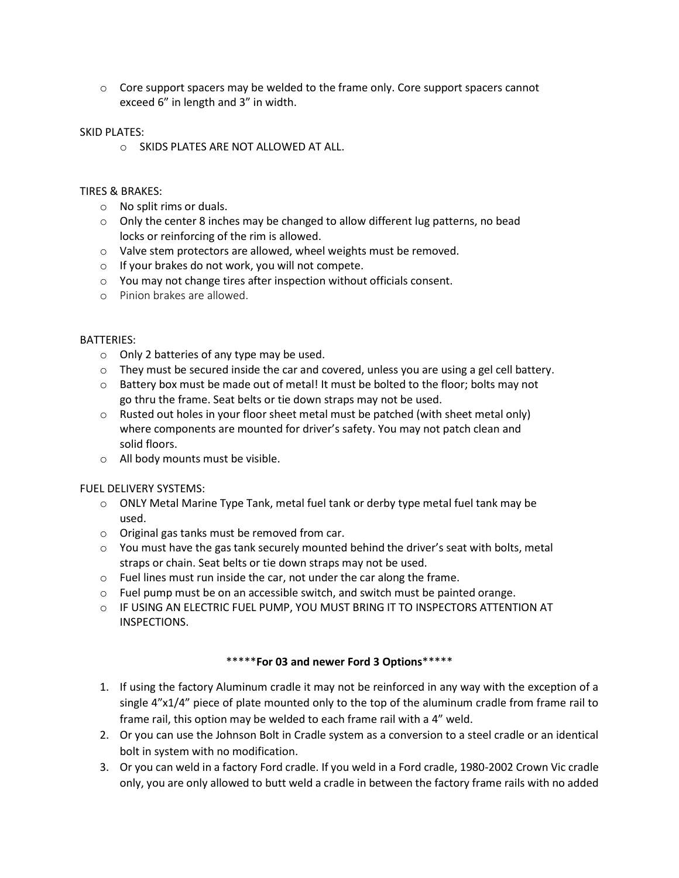- Core support spacers may be welded to the frame only. Core support spacers cannot exceed 6" in length and 3" in width.

SKID PLATES:

- SKIDS PLATES ARE NOT ALLOWED AT ALL.

TIRES & BRAKES:

- No split rims or duals.
- Only the center 8 inches may be changed to allow different lug patterns, no bead locks or reinforcing of the rim is allowed.
- Valve stem protectors are allowed, wheel weights must be removed.
- If your brakes do not work, you will not compete.
- You may not change tires after inspection without officials consent.
- Pinion brakes are allowed.

BATTERIES:

- Only 2 batteries of any type may be used.
- They must be secured inside the car and covered, unless you are using a gel cell battery.
- Battery box must be made out of metal! It must be bolted to the floor; bolts may not go thru the frame. Seat belts or tie down straps may not be used.
- Rusted out holes in your floor sheet metal must be patched (with sheet metal only) where components are mounted for driver's safety. You may not patch clean and solid floors.
- All body mounts must be visible.

FUEL DELIVERY SYSTEMS:

- ONLY Metal Marine Type Tank, metal fuel tank or derby type metal fuel tank may be used.
- Original gas tanks must be removed from car.
- You must have the gas tank securely mounted behind the driver's seat with bolts, metal straps or chain. Seat belts or tie down straps may not be used.
- Fuel lines must run inside the car, not under the car along the frame.
- Fuel pump must be on an accessible switch, and switch must be painted orange.
- IF USING AN ELECTRIC FUEL PUMP, YOU MUST BRING IT TO INSPECTORS ATTENTION AT INSPECTIONS.

\*\*\*\*\***For 03 and newer Ford 3 Options**\*\*\*\*\*

1. If using the factory Aluminum cradle it may not be reinforced in any way with the exception of a single 4"x1/4" piece of plate mounted only to the top of the aluminum cradle from frame rail to frame rail, this option may be welded to each frame rail with a 4" weld.
2. Or you can use the Johnson Bolt in Cradle system as a conversion to a steel cradle or an identical bolt in system with no modification.
3. Or you can weld in a factory Ford cradle. If you weld in a Ford cradle, 1980-2002 Crown Vic cradle only, you are only allowed to butt weld a cradle in between the factory frame rails with no added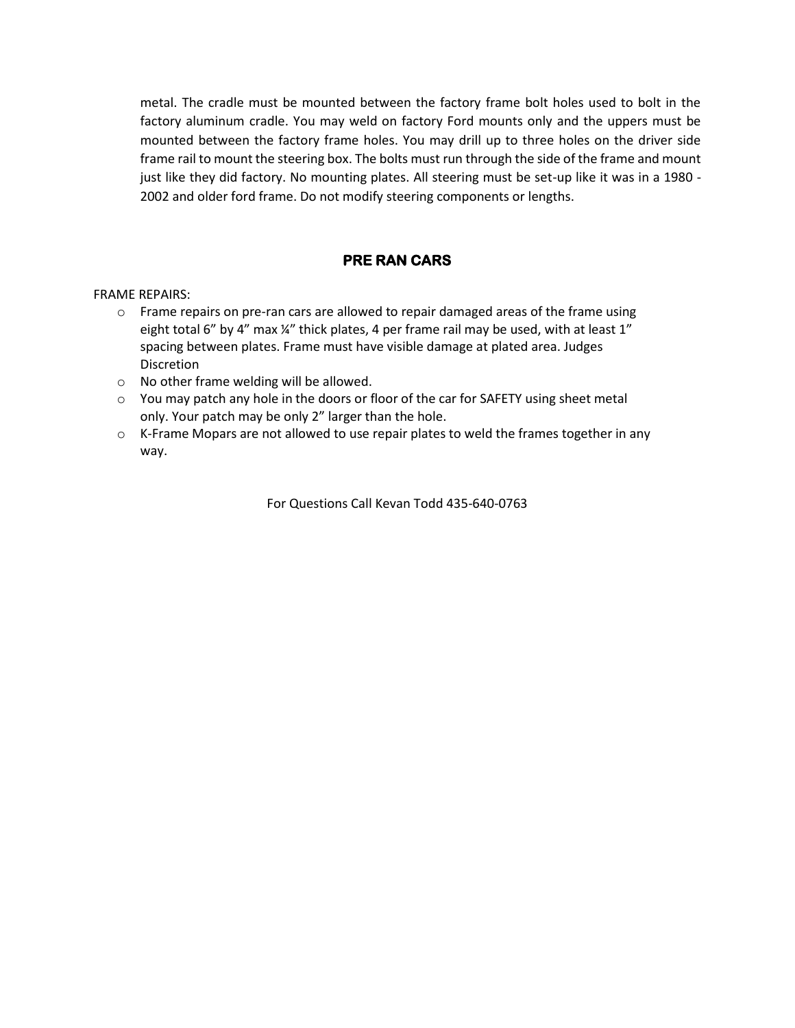metal. The cradle must be mounted between the factory frame bolt holes used to bolt in the factory aluminum cradle. You may weld on factory Ford mounts only and the uppers must be mounted between the factory frame holes. You may drill up to three holes on the driver side frame rail to mount the steering box. The bolts must run through the side of the frame and mount just like they did factory. No mounting plates. All steering must be set-up like it was in a 1980 - 2002 and older ford frame. Do not modify steering components or lengths.

## PRE RAN CARS

FRAME REPAIRS:

- Frame repairs on pre-ran cars are allowed to repair damaged areas of the frame using eight total 6" by 4" max ¼" thick plates, 4 per frame rail may be used, with at least 1" spacing between plates. Frame must have visible damage at plated area. Judges Discretion
- No other frame welding will be allowed.
- You may patch any hole in the doors or floor of the car for SAFETY using sheet metal only. Your patch may be only 2" larger than the hole.
- K-Frame Mopars are not allowed to use repair plates to weld the frames together in any way.

For Questions Call Kevan Todd 435-640-0763